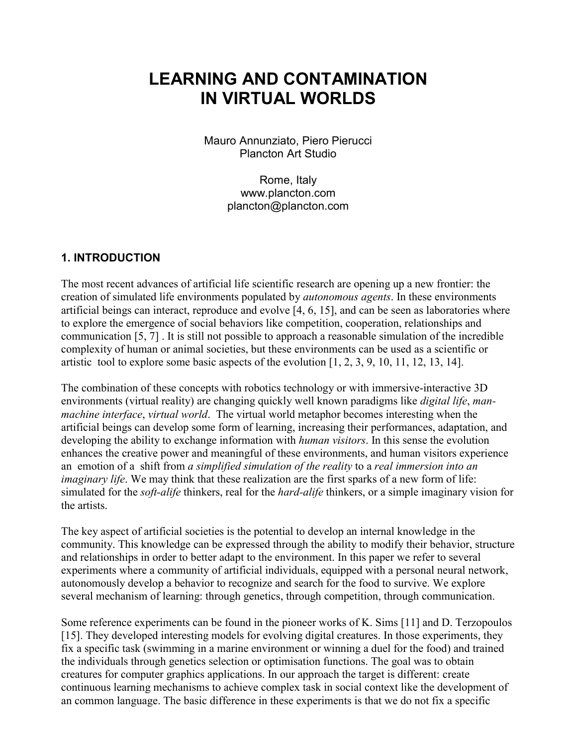# LEARNING AND CONTAMINATION IN VIRTUAL WORLDS

Mauro Annunziato, Piero Pierucci
Plancton Art Studio

Rome, Italy
www.plancton.com
plancton@plancton.com

## 1. INTRODUCTION

The most recent advances of artificial life scientific research are opening up a new frontier: the creation of simulated life environments populated by *autonomous agents*. In these environments artificial beings can interact, reproduce and evolve [4, 6, 15], and can be seen as laboratories where to explore the emergence of social behaviors like competition, cooperation, relationships and communication [5, 7] . It is still not possible to approach a reasonable simulation of the incredible complexity of human or animal societies, but these environments can be used as a scientific or artistic tool to explore some basic aspects of the evolution [1, 2, 3, 9, 10, 11, 12, 13, 14].

The combination of these concepts with robotics technology or with immersive-interactive 3D environments (virtual reality) are changing quickly well known paradigms like *digital life*, *man-machine interface*, *virtual world*. The virtual world metaphor becomes interesting when the artificial beings can develop some form of learning, increasing their performances, adaptation, and developing the ability to exchange information with *human visitors*. In this sense the evolution enhances the creative power and meaningful of these environments, and human visitors experience an emotion of a shift from *a simplified simulation of the reality* to a *real immersion into an imaginary life*. We may think that these realization are the first sparks of a new form of life: simulated for the *soft-alife* thinkers, real for the *hard-alife* thinkers, or a simple imaginary vision for the artists.

The key aspect of artificial societies is the potential to develop an internal knowledge in the community. This knowledge can be expressed through the ability to modify their behavior, structure and relationships in order to better adapt to the environment. In this paper we refer to several experiments where a community of artificial individuals, equipped with a personal neural network, autonomously develop a behavior to recognize and search for the food to survive. We explore several mechanism of learning: through genetics, through competition, through communication.

Some reference experiments can be found in the pioneer works of K. Sims [11] and D. Terzopoulos [15]. They developed interesting models for evolving digital creatures. In those experiments, they fix a specific task (swimming in a marine environment or winning a duel for the food) and trained the individuals through genetics selection or optimisation functions. The goal was to obtain creatures for computer graphics applications. In our approach the target is different: create continuous learning mechanisms to achieve complex task in social context like the development of an common language. The basic difference in these experiments is that we do not fix a specific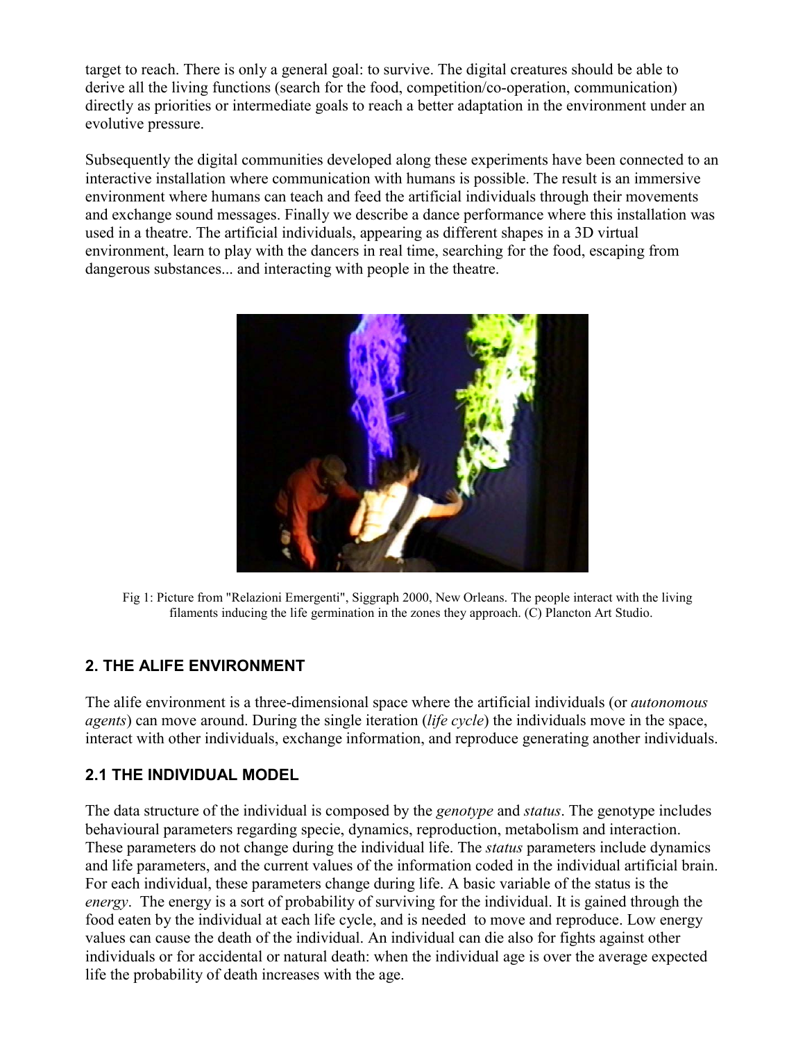target to reach. There is only a general goal: to survive. The digital creatures should be able to derive all the living functions (search for the food, competition/co-operation, communication) directly as priorities or intermediate goals to reach a better adaptation in the environment under an evolutive pressure.

Subsequently the digital communities developed along these experiments have been connected to an interactive installation where communication with humans is possible. The result is an immersive environment where humans can teach and feed the artificial individuals through their movements and exchange sound messages. Finally we describe a dance performance where this installation was used in a theatre. The artificial individuals, appearing as different shapes in a 3D virtual environment, learn to play with the dancers in real time, searching for the food, escaping from dangerous substances... and interacting with people in the theatre.

Fig 1: Picture from "Relazioni Emergenti", Siggraph 2000, New Orleans. The people interact with the living filaments inducing the life germination in the zones they approach. (C) Plancton Art Studio.

## 2. THE ALIFE ENVIRONMENT

The alife environment is a three-dimensional space where the artificial individuals (or *autonomous agents*) can move around. During the single iteration (*life cycle*) the individuals move in the space, interact with other individuals, exchange information, and reproduce generating another individuals.

### 2.1 THE INDIVIDUAL MODEL

The data structure of the individual is composed by the *genotype* and *status*. The genotype includes behavioural parameters regarding specie, dynamics, reproduction, metabolism and interaction. These parameters do not change during the individual life. The *status* parameters include dynamics and life parameters, and the current values of the information coded in the individual artificial brain. For each individual, these parameters change during life. A basic variable of the status is the *energy*. The energy is a sort of probability of surviving for the individual. It is gained through the food eaten by the individual at each life cycle, and is needed to move and reproduce. Low energy values can cause the death of the individual. An individual can die also for fights against other individuals or for accidental or natural death: when the individual age is over the average expected life the probability of death increases with the age.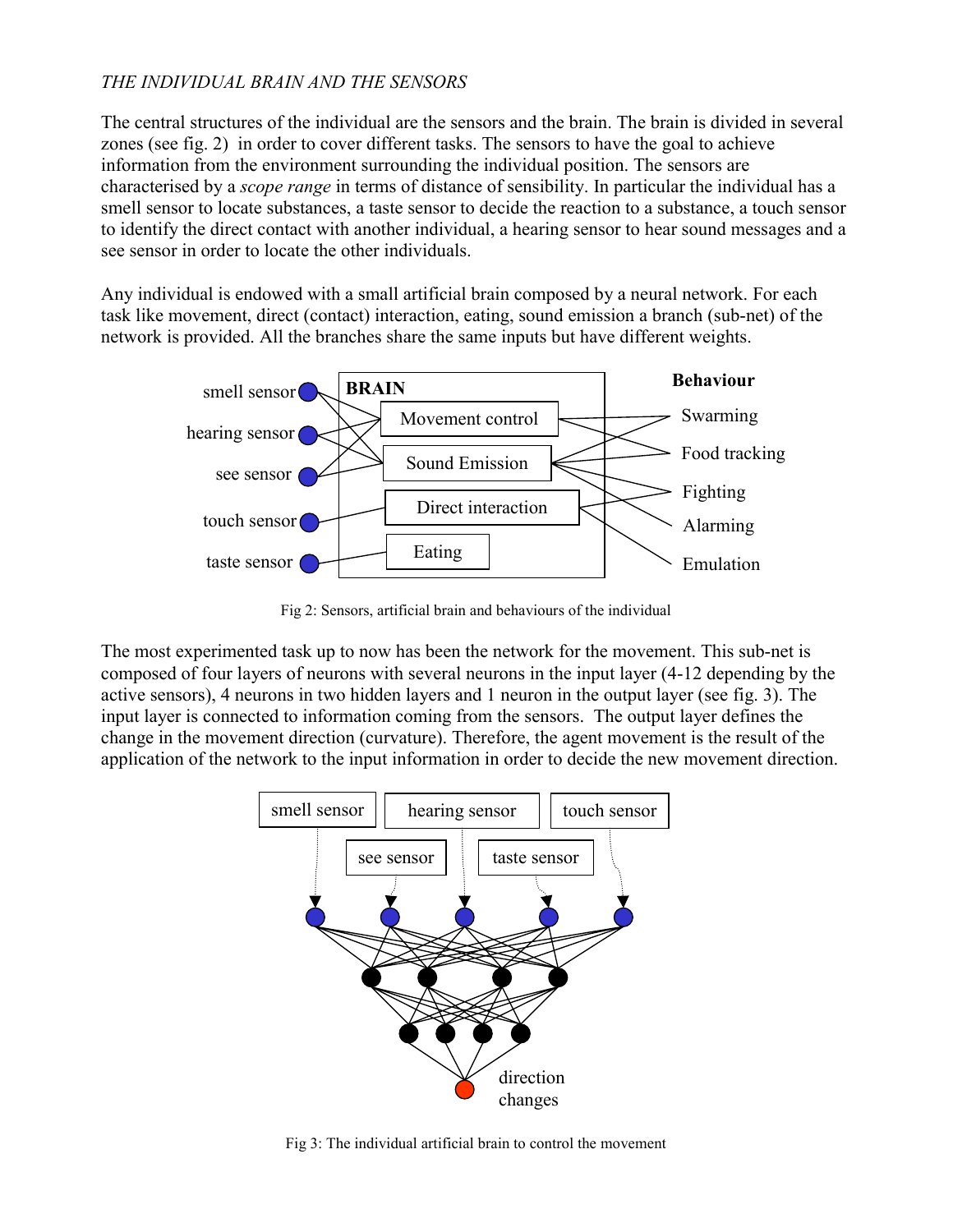*THE INDIVIDUAL BRAIN AND THE SENSORS*

The central structures of the individual are the sensors and the brain. The brain is divided in several zones (see fig. 2) in order to cover different tasks. The sensors to have the goal to achieve information from the environment surrounding the individual position. The sensors are characterised by a *scope range* in terms of distance of sensibility. In particular the individual has a smell sensor to locate substances, a taste sensor to decide the reaction to a substance, a touch sensor to identify the direct contact with another individual, a hearing sensor to hear sound messages and a see sensor in order to locate the other individuals.

Any individual is endowed with a small artificial brain composed by a neural network. For each task like movement, direct (contact) interaction, eating, sound emission a branch (sub-net) of the network is provided. All the branches share the same inputs but have different weights.

Fig 2: Sensors, artificial brain and behaviours of the individual

The most experimented task up to now has been the network for the movement. This sub-net is composed of four layers of neurons with several neurons in the input layer (4-12 depending by the active sensors), 4 neurons in two hidden layers and 1 neuron in the output layer (see fig. 3). The input layer is connected to information coming from the sensors. The output layer defines the change in the movement direction (curvature). Therefore, the agent movement is the result of the application of the network to the input information in order to decide the new movement direction.

Fig 3: The individual artificial brain to control the movement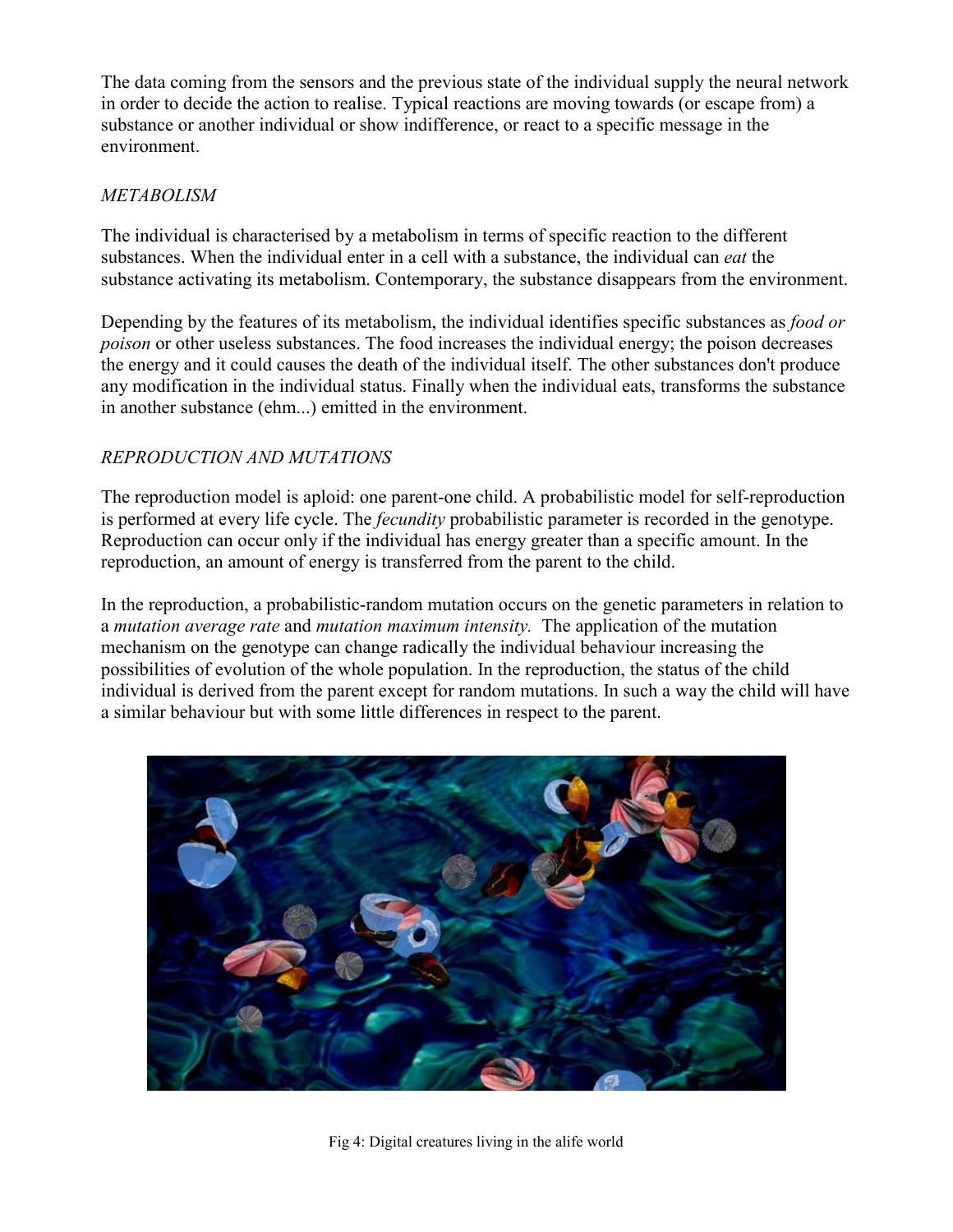The data coming from the sensors and the previous state of the individual supply the neural network in order to decide the action to realise. Typical reactions are moving towards (or escape from) a substance or another individual or show indifference, or react to a specific message in the environment.

*METABOLISM*

The individual is characterised by a metabolism in terms of specific reaction to the different substances. When the individual enter in a cell with a substance, the individual can *eat* the substance activating its metabolism. Contemporary, the substance disappears from the environment.

Depending by the features of its metabolism, the individual identifies specific substances as *food or poison* or other useless substances. The food increases the individual energy; the poison decreases the energy and it could causes the death of the individual itself. The other substances don't produce any modification in the individual status. Finally when the individual eats, transforms the substance in another substance (ehm...) emitted in the environment.

*REPRODUCTION AND MUTATIONS*

The reproduction model is aploid: one parent-one child. A probabilistic model for self-reproduction is performed at every life cycle. The *fecundity* probabilistic parameter is recorded in the genotype. Reproduction can occur only if the individual has energy greater than a specific amount. In the reproduction, an amount of energy is transferred from the parent to the child.

In the reproduction, a probabilistic-random mutation occurs on the genetic parameters in relation to a *mutation average rate* and *mutation maximum intensity.* The application of the mutation mechanism on the genotype can change radically the individual behaviour increasing the possibilities of evolution of the whole population. In the reproduction, the status of the child individual is derived from the parent except for random mutations. In such a way the child will have a similar behaviour but with some little differences in respect to the parent.

Fig 4: Digital creatures living in the alife world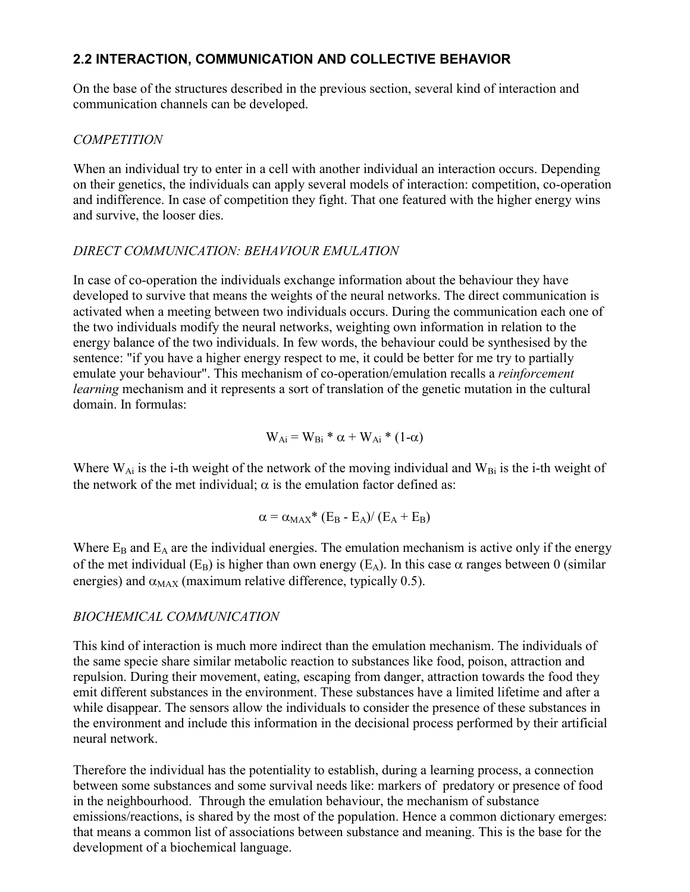## 2.2 INTERACTION, COMMUNICATION AND COLLECTIVE BEHAVIOR

On the base of the structures described in the previous section, several kind of interaction and communication channels can be developed.

*COMPETITION*

When an individual try to enter in a cell with another individual an interaction occurs. Depending on their genetics, the individuals can apply several models of interaction: competition, co-operation and indifference. In case of competition they fight. That one featured with the higher energy wins and survive, the looser dies.

*DIRECT COMMUNICATION: BEHAVIOUR EMULATION*

In case of co-operation the individuals exchange information about the behaviour they have developed to survive that means the weights of the neural networks. The direct communication is activated when a meeting between two individuals occurs. During the communication each one of the two individuals modify the neural networks, weighting own information in relation to the energy balance of the two individuals. In few words, the behaviour could be synthesised by the sentence: "if you have a higher energy respect to me, it could be better for me try to partially emulate your behaviour". This mechanism of co-operation/emulation recalls a *reinforcement learning* mechanism and it represents a sort of translation of the genetic mutation in the cultural domain. In formulas:

$$W_{Ai} = W_{Bi} * \alpha + W_{Ai} * (1-\alpha)$$

Where $W_{Ai}$ is the i-th weight of the network of the moving individual and $W_{Bi}$ is the i-th weight of the network of the met individual; $\alpha$ is the emulation factor defined as:

$$\alpha = \alpha_{MAX} * (E_B - E_A)/ (E_A + E_B)$$

Where $E_B$ and $E_A$ are the individual energies. The emulation mechanism is active only if the energy of the met individual ($E_B$) is higher than own energy ($E_A$). In this case $\alpha$ ranges between 0 (similar energies) and $\alpha_{MAX}$ (maximum relative difference, typically 0.5).

*BIOCHEMICAL COMMUNICATION*

This kind of interaction is much more indirect than the emulation mechanism. The individuals of the same specie share similar metabolic reaction to substances like food, poison, attraction and repulsion. During their movement, eating, escaping from danger, attraction towards the food they emit different substances in the environment. These substances have a limited lifetime and after a while disappear. The sensors allow the individuals to consider the presence of these substances in the environment and include this information in the decisional process performed by their artificial neural network.

Therefore the individual has the potentiality to establish, during a learning process, a connection between some substances and some survival needs like: markers of predatory or presence of food in the neighbourhood. Through the emulation behaviour, the mechanism of substance emissions/reactions, is shared by the most of the population. Hence a common dictionary emerges: that means a common list of associations between substance and meaning. This is the base for the development of a biochemical language.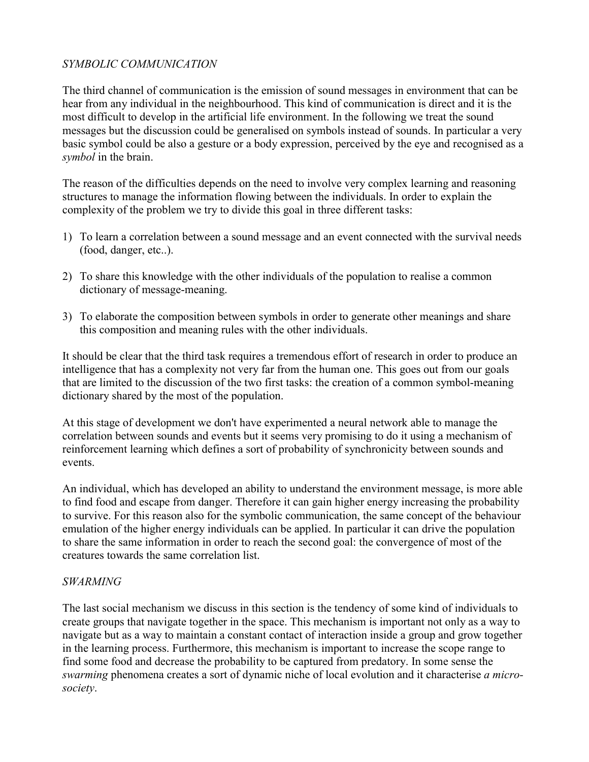*SYMBOLIC COMMUNICATION*

The third channel of communication is the emission of sound messages in environment that can be hear from any individual in the neighbourhood. This kind of communication is direct and it is the most difficult to develop in the artificial life environment. In the following we treat the sound messages but the discussion could be generalised on symbols instead of sounds. In particular a very basic symbol could be also a gesture or a body expression, perceived by the eye and recognised as a *symbol* in the brain.

The reason of the difficulties depends on the need to involve very complex learning and reasoning structures to manage the information flowing between the individuals. In order to explain the complexity of the problem we try to divide this goal in three different tasks:

1) To learn a correlation between a sound message and an event connected with the survival needs (food, danger, etc..).

2) To share this knowledge with the other individuals of the population to realise a common dictionary of message-meaning.

3) To elaborate the composition between symbols in order to generate other meanings and share this composition and meaning rules with the other individuals.

It should be clear that the third task requires a tremendous effort of research in order to produce an intelligence that has a complexity not very far from the human one. This goes out from our goals that are limited to the discussion of the two first tasks: the creation of a common symbol-meaning dictionary shared by the most of the population.

At this stage of development we don't have experimented a neural network able to manage the correlation between sounds and events but it seems very promising to do it using a mechanism of reinforcement learning which defines a sort of probability of synchronicity between sounds and events.

An individual, which has developed an ability to understand the environment message, is more able to find food and escape from danger. Therefore it can gain higher energy increasing the probability to survive. For this reason also for the symbolic communication, the same concept of the behaviour emulation of the higher energy individuals can be applied. In particular it can drive the population to share the same information in order to reach the second goal: the convergence of most of the creatures towards the same correlation list.

*SWARMING*

The last social mechanism we discuss in this section is the tendency of some kind of individuals to create groups that navigate together in the space. This mechanism is important not only as a way to navigate but as a way to maintain a constant contact of interaction inside a group and grow together in the learning process. Furthermore, this mechanism is important to increase the scope range to find some food and decrease the probability to be captured from predatory. In some sense the *swarming* phenomena creates a sort of dynamic niche of local evolution and it characterise *a micro-society*.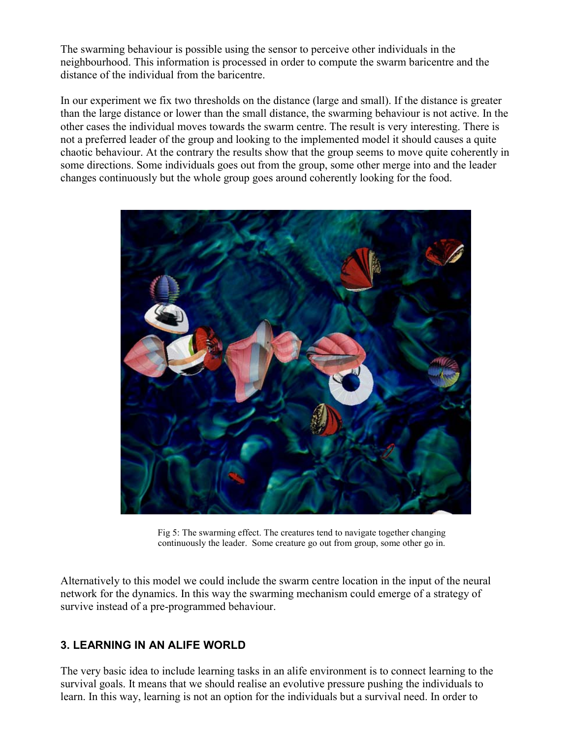The swarming behaviour is possible using the sensor to perceive other individuals in the neighbourhood. This information is processed in order to compute the swarm baricentre and the distance of the individual from the baricentre.

In our experiment we fix two thresholds on the distance (large and small). If the distance is greater than the large distance or lower than the small distance, the swarming behaviour is not active. In the other cases the individual moves towards the swarm centre. The result is very interesting. There is not a preferred leader of the group and looking to the implemented model it should causes a quite chaotic behaviour. At the contrary the results show that the group seems to move quite coherently in some directions. Some individuals goes out from the group, some other merge into and the leader changes continuously but the whole group goes around coherently looking for the food.

Fig 5: The swarming effect. The creatures tend to navigate together changing continuously the leader. Some creature go out from group, some other go in.

Alternatively to this model we could include the swarm centre location in the input of the neural network for the dynamics. In this way the swarming mechanism could emerge of a strategy of survive instead of a pre-programmed behaviour.

## 3. LEARNING IN AN ALIFE WORLD

The very basic idea to include learning tasks in an alife environment is to connect learning to the survival goals. It means that we should realise an evolutive pressure pushing the individuals to learn. In this way, learning is not an option for the individuals but a survival need. In order to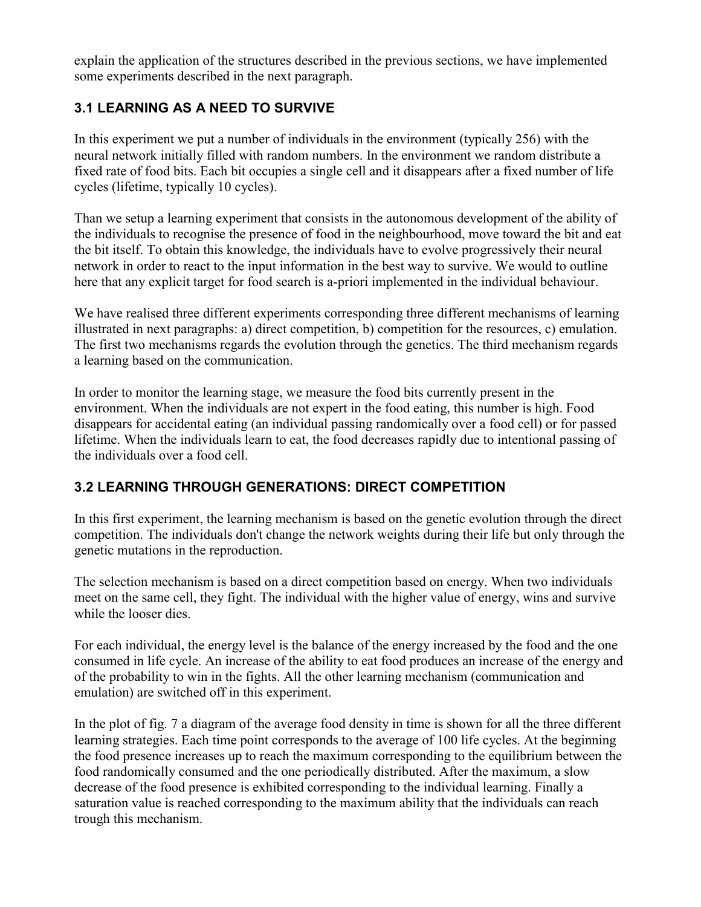explain the application of the structures described in the previous sections, we have implemented some experiments described in the next paragraph.

### 3.1 LEARNING AS A NEED TO SURVIVE

In this experiment we put a number of individuals in the environment (typically 256) with the neural network initially filled with random numbers. In the environment we random distribute a fixed rate of food bits. Each bit occupies a single cell and it disappears after a fixed number of life cycles (lifetime, typically 10 cycles).

Than we setup a learning experiment that consists in the autonomous development of the ability of the individuals to recognise the presence of food in the neighbourhood, move toward the bit and eat the bit itself. To obtain this knowledge, the individuals have to evolve progressively their neural network in order to react to the input information in the best way to survive. We would to outline here that any explicit target for food search is a-priori implemented in the individual behaviour.

We have realised three different experiments corresponding three different mechanisms of learning illustrated in next paragraphs: a) direct competition, b) competition for the resources, c) emulation. The first two mechanisms regards the evolution through the genetics. The third mechanism regards a learning based on the communication.

In order to monitor the learning stage, we measure the food bits currently present in the environment. When the individuals are not expert in the food eating, this number is high. Food disappears for accidental eating (an individual passing randomically over a food cell) or for passed lifetime. When the individuals learn to eat, the food decreases rapidly due to intentional passing of the individuals over a food cell.

### 3.2 LEARNING THROUGH GENERATIONS: DIRECT COMPETITION

In this first experiment, the learning mechanism is based on the genetic evolution through the direct competition. The individuals don't change the network weights during their life but only through the genetic mutations in the reproduction.

The selection mechanism is based on a direct competition based on energy. When two individuals meet on the same cell, they fight. The individual with the higher value of energy, wins and survive while the looser dies.

For each individual, the energy level is the balance of the energy increased by the food and the one consumed in life cycle. An increase of the ability to eat food produces an increase of the energy and of the probability to win in the fights. All the other learning mechanism (communication and emulation) are switched off in this experiment.

In the plot of fig. 7 a diagram of the average food density in time is shown for all the three different learning strategies. Each time point corresponds to the average of 100 life cycles. At the beginning the food presence increases up to reach the maximum corresponding to the equilibrium between the food randomically consumed and the one periodically distributed. After the maximum, a slow decrease of the food presence is exhibited corresponding to the individual learning. Finally a saturation value is reached corresponding to the maximum ability that the individuals can reach trough this mechanism.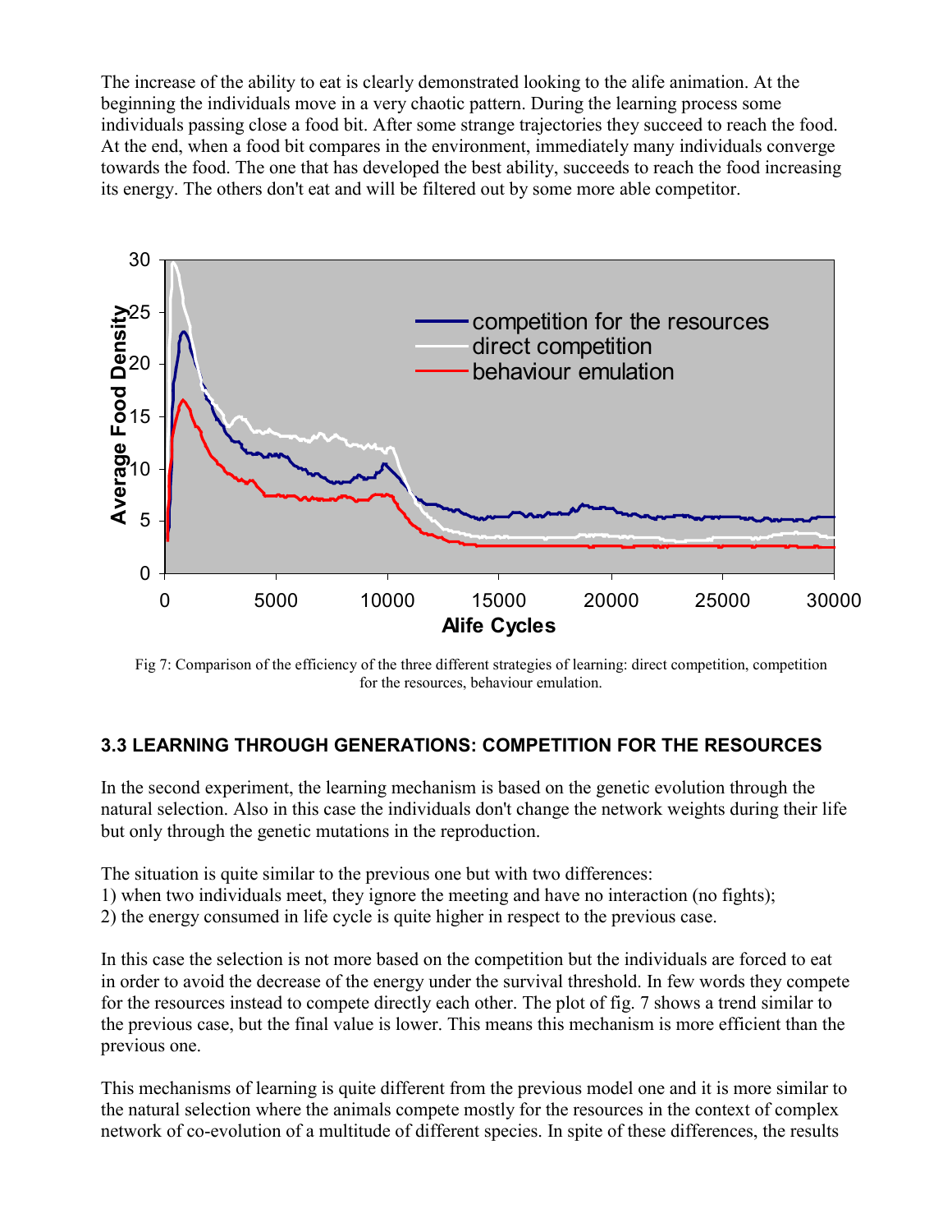The increase of the ability to eat is clearly demonstrated looking to the alife animation. At the beginning the individuals move in a very chaotic pattern. During the learning process some individuals passing close a food bit. After some strange trajectories they succeed to reach the food. At the end, when a food bit compares in the environment, immediately many individuals converge towards the food. The one that has developed the best ability, succeeds to reach the food increasing its energy. The others don't eat and will be filtered out by some more able competitor.

Fig 7: Comparison of the efficiency of the three different strategies of learning: direct competition, competition for the resources, behaviour emulation.

### 3.3 LEARNING THROUGH GENERATIONS: COMPETITION FOR THE RESOURCES

In the second experiment, the learning mechanism is based on the genetic evolution through the natural selection. Also in this case the individuals don't change the network weights during their life but only through the genetic mutations in the reproduction.

The situation is quite similar to the previous one but with two differences:
1) when two individuals meet, they ignore the meeting and have no interaction (no fights);
2) the energy consumed in life cycle is quite higher in respect to the previous case.

In this case the selection is not more based on the competition but the individuals are forced to eat in order to avoid the decrease of the energy under the survival threshold. In few words they compete for the resources instead to compete directly each other. The plot of fig. 7 shows a trend similar to the previous case, but the final value is lower. This means this mechanism is more efficient than the previous one.

This mechanisms of learning is quite different from the previous model one and it is more similar to the natural selection where the animals compete mostly for the resources in the context of complex network of co-evolution of a multitude of different species. In spite of these differences, the results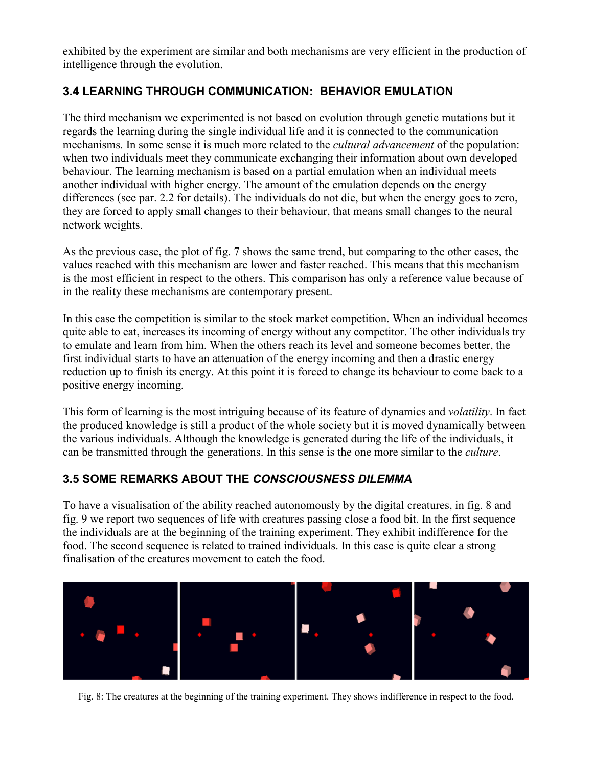exhibited by the experiment are similar and both mechanisms are very efficient in the production of intelligence through the evolution.

### 3.4 LEARNING THROUGH COMMUNICATION: BEHAVIOR EMULATION

The third mechanism we experimented is not based on evolution through genetic mutations but it regards the learning during the single individual life and it is connected to the communication mechanisms. In some sense it is much more related to the *cultural advancement* of the population: when two individuals meet they communicate exchanging their information about own developed behaviour. The learning mechanism is based on a partial emulation when an individual meets another individual with higher energy. The amount of the emulation depends on the energy differences (see par. 2.2 for details). The individuals do not die, but when the energy goes to zero, they are forced to apply small changes to their behaviour, that means small changes to the neural network weights.

As the previous case, the plot of fig. 7 shows the same trend, but comparing to the other cases, the values reached with this mechanism are lower and faster reached. This means that this mechanism is the most efficient in respect to the others. This comparison has only a reference value because of in the reality these mechanisms are contemporary present.

In this case the competition is similar to the stock market competition. When an individual becomes quite able to eat, increases its incoming of energy without any competitor. The other individuals try to emulate and learn from him. When the others reach its level and someone becomes better, the first individual starts to have an attenuation of the energy incoming and then a drastic energy reduction up to finish its energy. At this point it is forced to change its behaviour to come back to a positive energy incoming.

This form of learning is the most intriguing because of its feature of dynamics and *volatility*. In fact the produced knowledge is still a product of the whole society but it is moved dynamically between the various individuals. Although the knowledge is generated during the life of the individuals, it can be transmitted through the generations. In this sense is the one more similar to the *culture*.

### 3.5 SOME REMARKS ABOUT THE *CONSCIOUSNESS DILEMMA*

To have a visualisation of the ability reached autonomously by the digital creatures, in fig. 8 and fig. 9 we report two sequences of life with creatures passing close a food bit. In the first sequence the individuals are at the beginning of the training experiment. They exhibit indifference for the food. The second sequence is related to trained individuals. In this case is quite clear a strong finalisation of the creatures movement to catch the food.

Fig. 8: The creatures at the beginning of the training experiment. They shows indifference in respect to the food.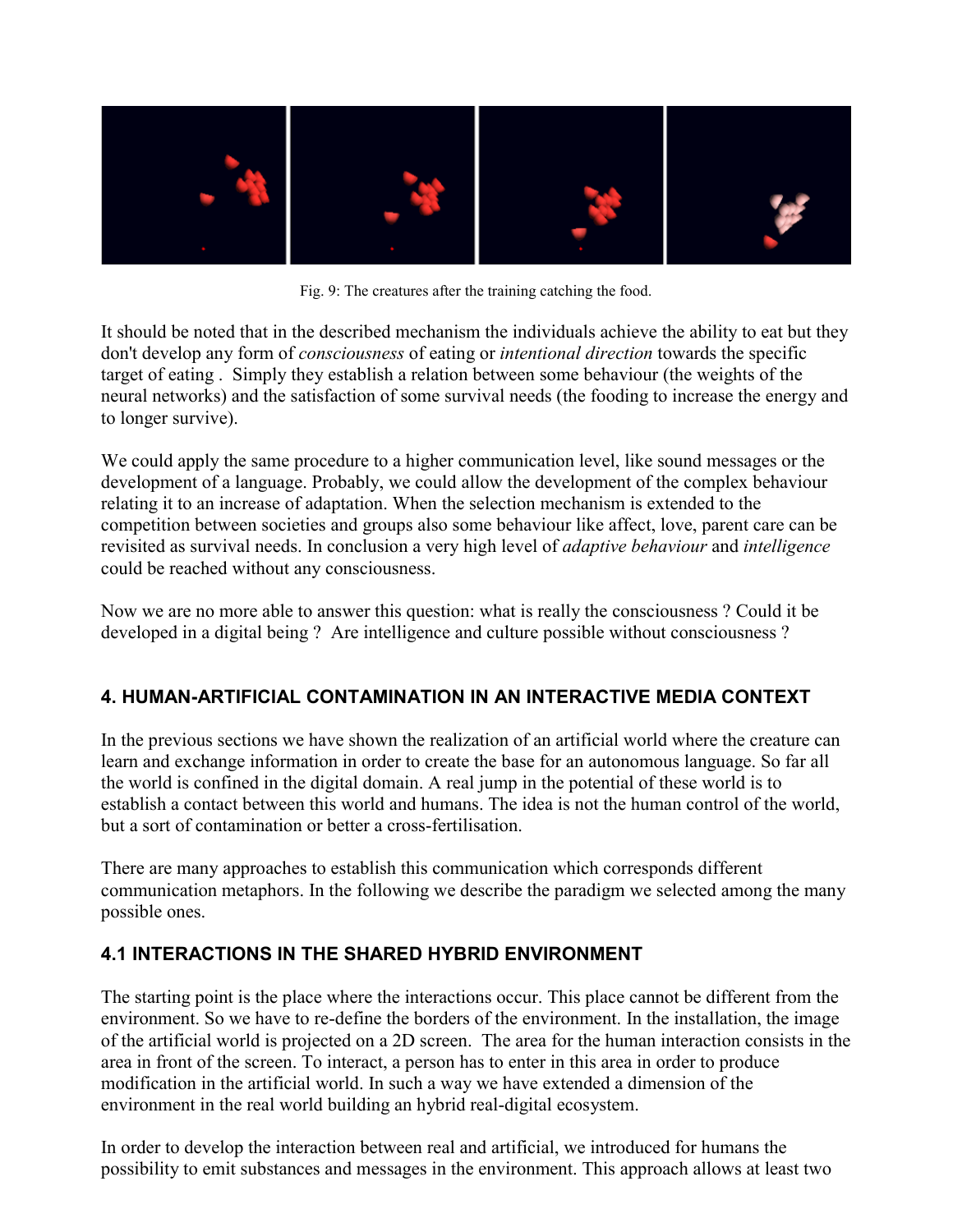Fig. 9: The creatures after the training catching the food.

It should be noted that in the described mechanism the individuals achieve the ability to eat but they don't develop any form of *consciousness* of eating or *intentional direction* towards the specific target of eating . Simply they establish a relation between some behaviour (the weights of the neural networks) and the satisfaction of some survival needs (the fooding to increase the energy and to longer survive).

We could apply the same procedure to a higher communication level, like sound messages or the development of a language. Probably, we could allow the development of the complex behaviour relating it to an increase of adaptation. When the selection mechanism is extended to the competition between societies and groups also some behaviour like affect, love, parent care can be revisited as survival needs. In conclusion a very high level of *adaptive behaviour* and *intelligence* could be reached without any consciousness.

Now we are no more able to answer this question: what is really the consciousness ? Could it be developed in a digital being ? Are intelligence and culture possible without consciousness ?

## 4. HUMAN-ARTIFICIAL CONTAMINATION IN AN INTERACTIVE MEDIA CONTEXT

In the previous sections we have shown the realization of an artificial world where the creature can learn and exchange information in order to create the base for an autonomous language. So far all the world is confined in the digital domain. A real jump in the potential of these world is to establish a contact between this world and humans. The idea is not the human control of the world, but a sort of contamination or better a cross-fertilisation.

There are many approaches to establish this communication which corresponds different communication metaphors. In the following we describe the paradigm we selected among the many possible ones.

### 4.1 INTERACTIONS IN THE SHARED HYBRID ENVIRONMENT

The starting point is the place where the interactions occur. This place cannot be different from the environment. So we have to re-define the borders of the environment. In the installation, the image of the artificial world is projected on a 2D screen. The area for the human interaction consists in the area in front of the screen. To interact, a person has to enter in this area in order to produce modification in the artificial world. In such a way we have extended a dimension of the environment in the real world building an hybrid real-digital ecosystem.

In order to develop the interaction between real and artificial, we introduced for humans the possibility to emit substances and messages in the environment. This approach allows at least two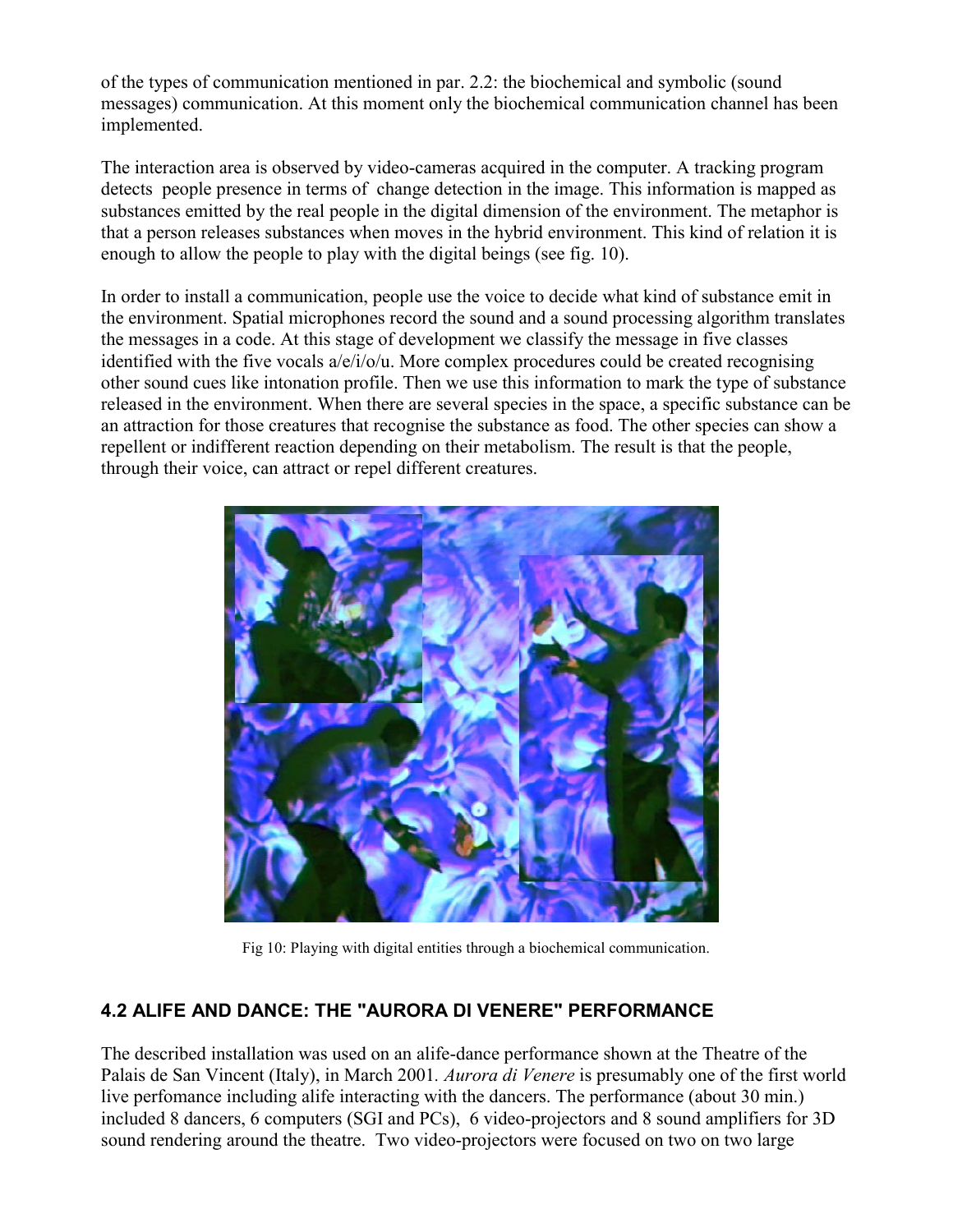of the types of communication mentioned in par. 2.2: the biochemical and symbolic (sound messages) communication. At this moment only the biochemical communication channel has been implemented.

The interaction area is observed by video-cameras acquired in the computer. A tracking program detects people presence in terms of change detection in the image. This information is mapped as substances emitted by the real people in the digital dimension of the environment. The metaphor is that a person releases substances when moves in the hybrid environment. This kind of relation it is enough to allow the people to play with the digital beings (see fig. 10).

In order to install a communication, people use the voice to decide what kind of substance emit in the environment. Spatial microphones record the sound and a sound processing algorithm translates the messages in a code. At this stage of development we classify the message in five classes identified with the five vocals a/e/i/o/u. More complex procedures could be created recognising other sound cues like intonation profile. Then we use this information to mark the type of substance released in the environment. When there are several species in the space, a specific substance can be an attraction for those creatures that recognise the substance as food. The other species can show a repellent or indifferent reaction depending on their metabolism. The result is that the people, through their voice, can attract or repel different creatures.

Fig 10: Playing with digital entities through a biochemical communication.

## 4.2 ALIFE AND DANCE: THE "AURORA DI VENERE" PERFORMANCE

The described installation was used on an alife-dance performance shown at the Theatre of the Palais de San Vincent (Italy), in March 2001. *Aurora di Venere* is presumably one of the first world live perfomance including alife interacting with the dancers. The performance (about 30 min.) included 8 dancers, 6 computers (SGI and PCs), 6 video-projectors and 8 sound amplifiers for 3D sound rendering around the theatre. Two video-projectors were focused on two on two large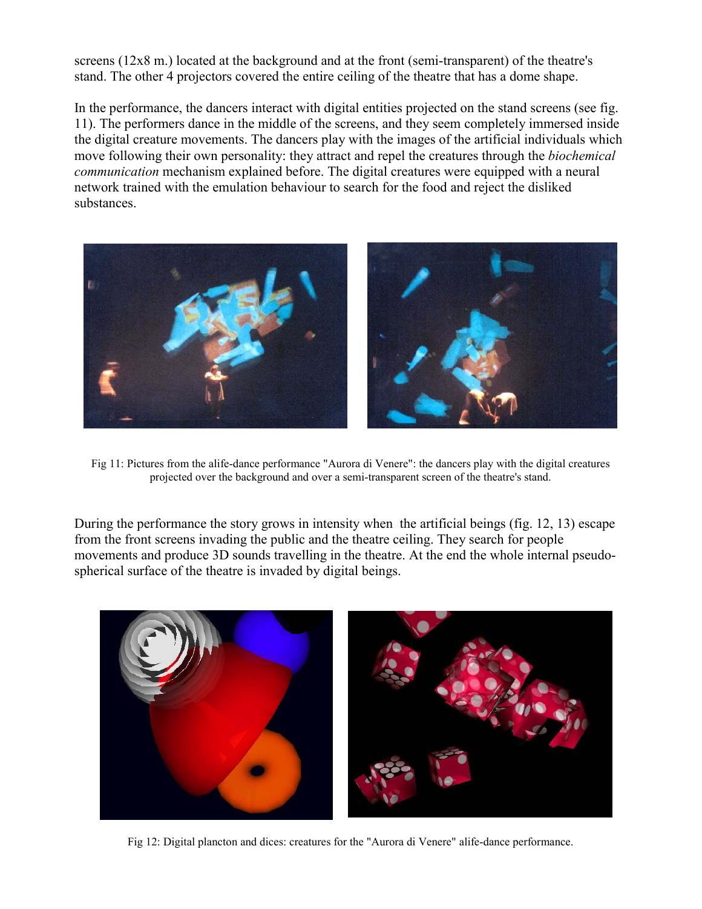screens (12x8 m.) located at the background and at the front (semi-transparent) of the theatre's stand. The other 4 projectors covered the entire ceiling of the theatre that has a dome shape.

In the performance, the dancers interact with digital entities projected on the stand screens (see fig. 11). The performers dance in the middle of the screens, and they seem completely immersed inside the digital creature movements. The dancers play with the images of the artificial individuals which move following their own personality: they attract and repel the creatures through the *biochemical communication* mechanism explained before. The digital creatures were equipped with a neural network trained with the emulation behaviour to search for the food and reject the disliked substances.

Fig 11: Pictures from the alife-dance performance "Aurora di Venere": the dancers play with the digital creatures projected over the background and over a semi-transparent screen of the theatre's stand.

During the performance the story grows in intensity when the artificial beings (fig. 12, 13) escape from the front screens invading the public and the theatre ceiling. They search for people movements and produce 3D sounds travelling in the theatre. At the end the whole internal pseudo-spherical surface of the theatre is invaded by digital beings.

Fig 12: Digital plancton and dices: creatures for the "Aurora di Venere" alife-dance performance.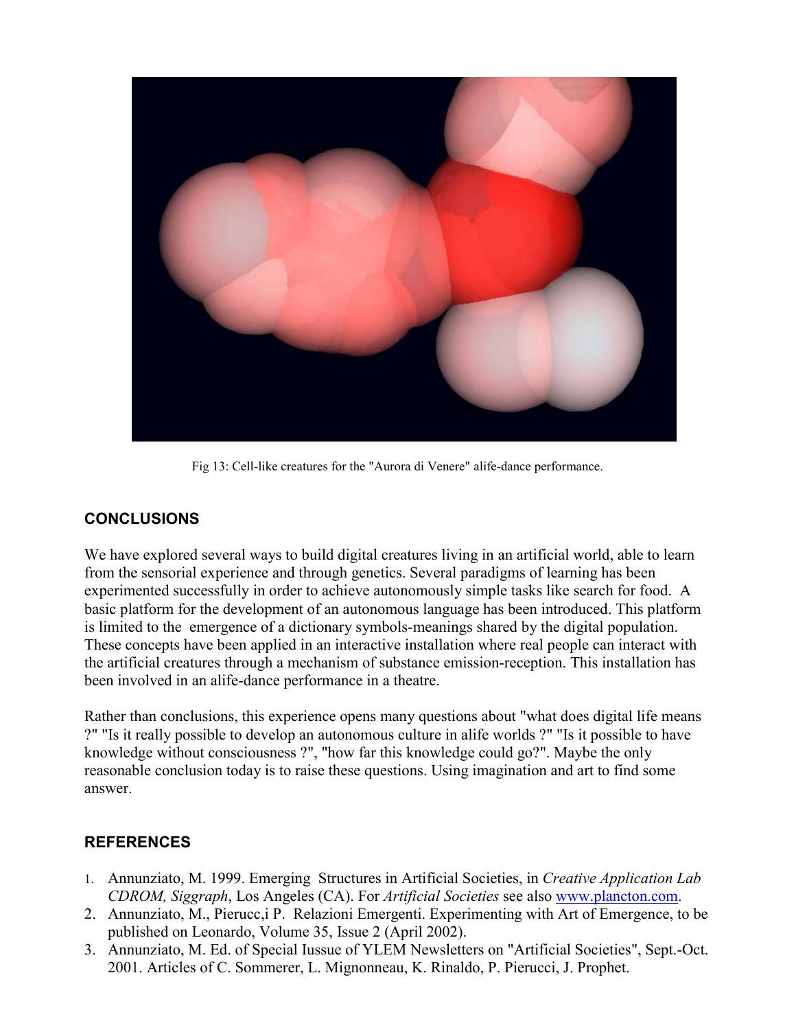Fig 13: Cell-like creatures for the "Aurora di Venere" alife-dance performance.

## CONCLUSIONS

We have explored several ways to build digital creatures living in an artificial world, able to learn from the sensorial experience and through genetics. Several paradigms of learning has been experimented successfully in order to achieve autonomously simple tasks like search for food. A basic platform for the development of an autonomous language has been introduced. This platform is limited to the emergence of a dictionary symbols-meanings shared by the digital population. These concepts have been applied in an interactive installation where real people can interact with the artificial creatures through a mechanism of substance emission-reception. This installation has been involved in an alife-dance performance in a theatre.

Rather than conclusions, this experience opens many questions about "what does digital life means ?" "Is it really possible to develop an autonomous culture in alife worlds ?" "Is it possible to have knowledge without consciousness ?", "how far this knowledge could go?". Maybe the only reasonable conclusion today is to raise these questions. Using imagination and art to find some answer.

## REFERENCES

1. Annunziato, M. 1999. Emerging Structures in Artificial Societies, in *Creative Application Lab CDROM, Siggraph*, Los Angeles (CA). For *Artificial Societies* see also www.plancton.com.
2. Annunziato, M., Pierucc,i P. Relazioni Emergenti. Experimenting with Art of Emergence, to be published on Leonardo, Volume 35, Issue 2 (April 2002).
3. Annunziato, M. Ed. of Special Iussue of YLEM Newsletters on "Artificial Societies", Sept.-Oct. 2001. Articles of C. Sommerer, L. Mignonneau, K. Rinaldo, P. Pierucci, J. Prophet.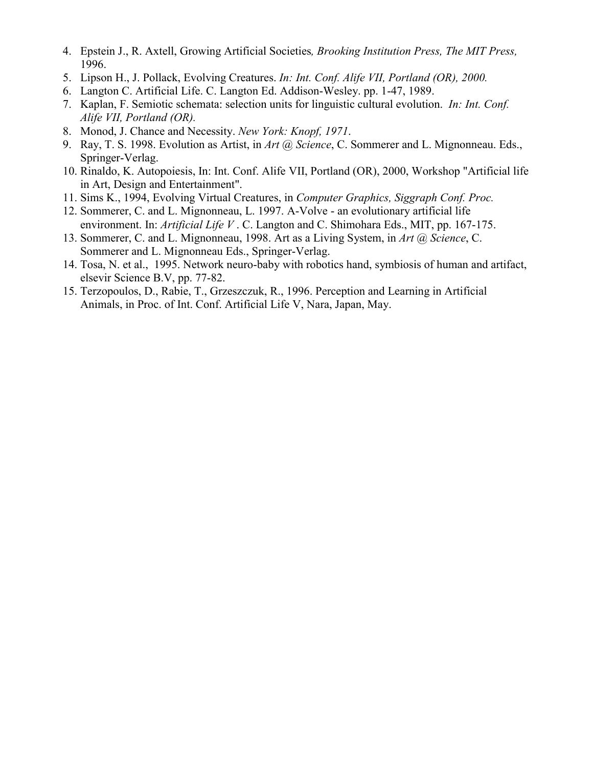4. Epstein J., R. Axtell, Growing Artificial Societies*, Brooking Institution Press, The MIT Press,* 1996.
5. Lipson H., J. Pollack, Evolving Creatures. *In: Int. Conf. Alife VII, Portland (OR), 2000.*
6. Langton C. Artificial Life. C. Langton Ed. Addison-Wesley. pp. 1-47, 1989.
7. Kaplan, F. Semiotic schemata: selection units for linguistic cultural evolution. *In: Int. Conf. Alife VII, Portland (OR).*
8. Monod, J. Chance and Necessity. *New York: Knopf, 1971*.
9. Ray, T. S. 1998. Evolution as Artist, in *Art @ Science*, C. Sommerer and L. Mignonneau. Eds., Springer-Verlag.
10. Rinaldo, K. Autopoiesis, In: Int. Conf. Alife VII, Portland (OR), 2000, Workshop "Artificial life in Art, Design and Entertainment".
11. Sims K., 1994, Evolving Virtual Creatures, in *Computer Graphics, Siggraph Conf. Proc.*
12. Sommerer, C. and L. Mignonneau, L. 1997. A-Volve - an evolutionary artificial life environment. In: *Artificial Life V* . C. Langton and C. Shimohara Eds., MIT, pp. 167-175.
13. Sommerer, C. and L. Mignonneau, 1998. Art as a Living System, in *Art @ Science*, C. Sommerer and L. Mignonneau Eds., Springer-Verlag.
14. Tosa, N. et al., 1995. Network neuro-baby with robotics hand, symbiosis of human and artifact, elsevir Science B.V, pp. 77-82.
15. Terzopoulos, D., Rabie, T., Grzeszczuk, R., 1996. Perception and Learning in Artificial Animals, in Proc. of Int. Conf. Artificial Life V, Nara, Japan, May.